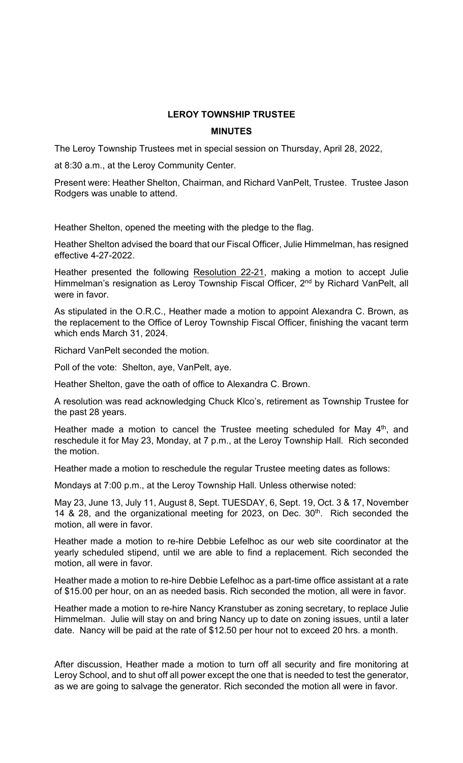**LEROY TOWNSHIP TRUSTEE**

**MINUTES**

The Leroy Township Trustees met in special session on Thursday, April 28, 2022,

at 8:30 a.m., at the Leroy Community Center.

Present were: Heather Shelton, Chairman, and Richard VanPelt, Trustee. Trustee Jason Rodgers was unable to attend.

Heather Shelton, opened the meeting with the pledge to the flag.

Heather Shelton advised the board that our Fiscal Officer, Julie Himmelman, has resigned effective 4-27-2022.

Heather presented the following Resolution 22-21, making a motion to accept Julie Himmelman's resignation as Leroy Township Fiscal Officer, 2nd by Richard VanPelt, all were in favor.

As stipulated in the O.R.C., Heather made a motion to appoint Alexandra C. Brown, as the replacement to the Office of Leroy Township Fiscal Officer, finishing the vacant term which ends March 31, 2024.

Richard VanPelt seconded the motion.

Poll of the vote: Shelton, aye, VanPelt, aye.

Heather Shelton, gave the oath of office to Alexandra C. Brown.

A resolution was read acknowledging Chuck Klco's, retirement as Township Trustee for the past 28 years.

Heather made a motion to cancel the Trustee meeting scheduled for May 4th, and reschedule it for May 23, Monday, at 7 p.m., at the Leroy Township Hall. Rich seconded the motion.

Heather made a motion to reschedule the regular Trustee meeting dates as follows:

Mondays at 7:00 p.m., at the Leroy Township Hall. Unless otherwise noted:

May 23, June 13, July 11, August 8, Sept. TUESDAY, 6, Sept. 19, Oct. 3 & 17, November 14 & 28, and the organizational meeting for 2023, on Dec. 30th. Rich seconded the motion, all were in favor.

Heather made a motion to re-hire Debbie Lefelhoc as our web site coordinator at the yearly scheduled stipend, until we are able to find a replacement. Rich seconded the motion, all were in favor.

Heather made a motion to re-hire Debbie Lefelhoc as a part-time office assistant at a rate of $15.00 per hour, on an as needed basis. Rich seconded the motion, all were in favor.

Heather made a motion to re-hire Nancy Kranstuber as zoning secretary, to replace Julie Himmelman. Julie will stay on and bring Nancy up to date on zoning issues, until a later date. Nancy will be paid at the rate of $12.50 per hour not to exceed 20 hrs. a month.

After discussion, Heather made a motion to turn off all security and fire monitoring at Leroy School, and to shut off all power except the one that is needed to test the generator, as we are going to salvage the generator. Rich seconded the motion all were in favor.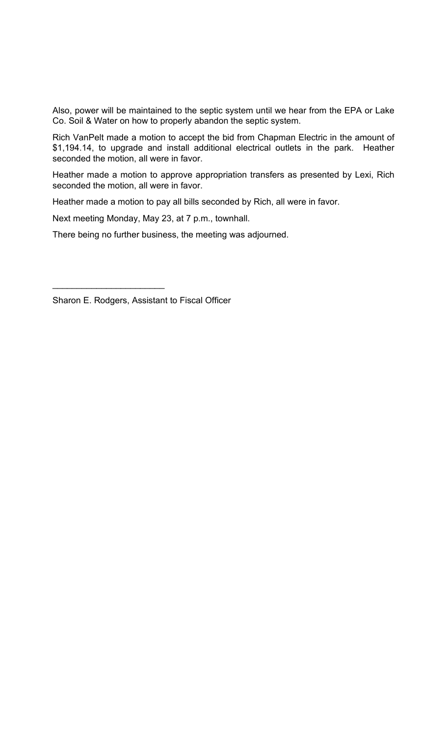Also, power will be maintained to the septic system until we hear from the EPA or Lake Co. Soil & Water on how to properly abandon the septic system.

Rich VanPelt made a motion to accept the bid from Chapman Electric in the amount of $1,194.14, to upgrade and install additional electrical outlets in the park. Heather seconded the motion, all were in favor.

Heather made a motion to approve appropriation transfers as presented by Lexi, Rich seconded the motion, all were in favor.

Heather made a motion to pay all bills seconded by Rich, all were in favor.

Next meeting Monday, May 23, at 7 p.m., townhall.

There being no further business, the meeting was adjourned.

\_\_\_\_\_\_\_\_\_\_\_\_\_\_\_\_\_\_\_\_\_\_\_

Sharon E. Rodgers, Assistant to Fiscal Officer